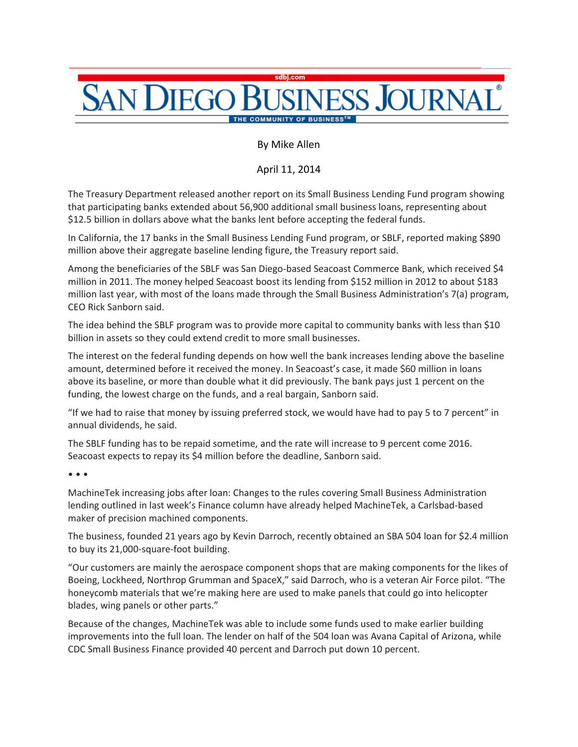# San Diego Business Journal

By Mike Allen

April 11, 2014

The Treasury Department released another report on its Small Business Lending Fund program showing that participating banks extended about 56,900 additional small business loans, representing about $12.5 billion in dollars above what the banks lent before accepting the federal funds.

In California, the 17 banks in the Small Business Lending Fund program, or SBLF, reported making $890 million above their aggregate baseline lending figure, the Treasury report said.

Among the beneficiaries of the SBLF was San Diego-based Seacoast Commerce Bank, which received $4 million in 2011. The money helped Seacoast boost its lending from $152 million in 2012 to about $183 million last year, with most of the loans made through the Small Business Administration's 7(a) program, CEO Rick Sanborn said.

The idea behind the SBLF program was to provide more capital to community banks with less than $10 billion in assets so they could extend credit to more small businesses.

The interest on the federal funding depends on how well the bank increases lending above the baseline amount, determined before it received the money. In Seacoast's case, it made $60 million in loans above its baseline, or more than double what it did previously. The bank pays just 1 percent on the funding, the lowest charge on the funds, and a real bargain, Sanborn said.

"If we had to raise that money by issuing preferred stock, we would have had to pay 5 to 7 percent" in annual dividends, he said.

The SBLF funding has to be repaid sometime, and the rate will increase to 9 percent come 2016. Seacoast expects to repay its $4 million before the deadline, Sanborn said.

• • •

MachineTek increasing jobs after loan: Changes to the rules covering Small Business Administration lending outlined in last week's Finance column have already helped MachineTek, a Carlsbad-based maker of precision machined components.

The business, founded 21 years ago by Kevin Darroch, recently obtained an SBA 504 loan for $2.4 million to buy its 21,000-square-foot building.

"Our customers are mainly the aerospace component shops that are making components for the likes of Boeing, Lockheed, Northrop Grumman and SpaceX," said Darroch, who is a veteran Air Force pilot. "The honeycomb materials that we're making here are used to make panels that could go into helicopter blades, wing panels or other parts."

Because of the changes, MachineTek was able to include some funds used to make earlier building improvements into the full loan. The lender on half of the 504 loan was Avana Capital of Arizona, while CDC Small Business Finance provided 40 percent and Darroch put down 10 percent.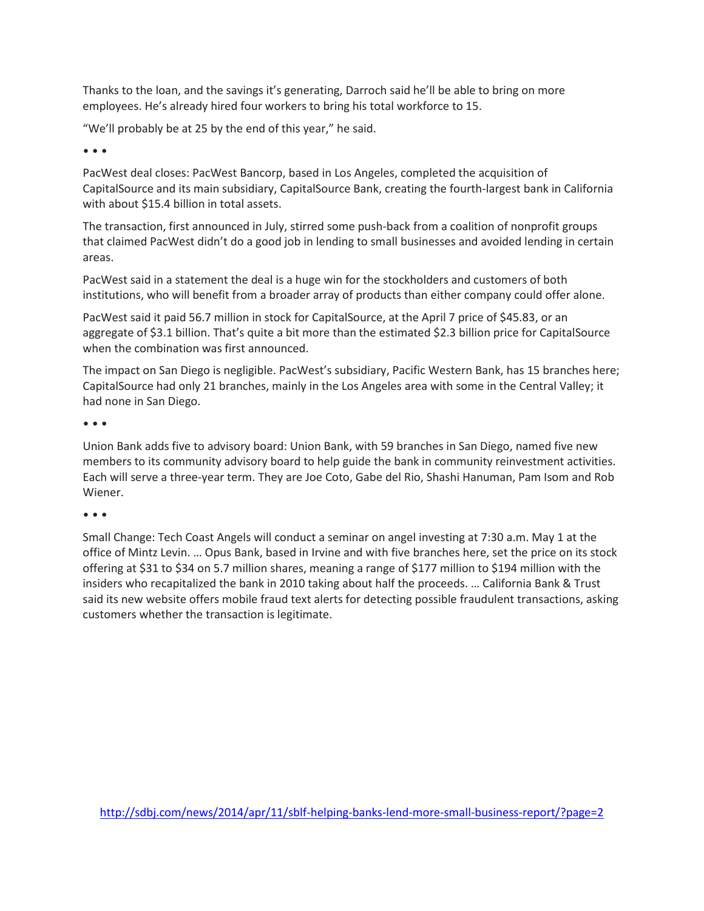Thanks to the loan, and the savings it's generating, Darroch said he'll be able to bring on more employees. He's already hired four workers to bring his total workforce to 15.

"We'll probably be at 25 by the end of this year," he said.

• • •

PacWest deal closes: PacWest Bancorp, based in Los Angeles, completed the acquisition of CapitalSource and its main subsidiary, CapitalSource Bank, creating the fourth-largest bank in California with about $15.4 billion in total assets.

The transaction, first announced in July, stirred some push-back from a coalition of nonprofit groups that claimed PacWest didn't do a good job in lending to small businesses and avoided lending in certain areas.

PacWest said in a statement the deal is a huge win for the stockholders and customers of both institutions, who will benefit from a broader array of products than either company could offer alone.

PacWest said it paid 56.7 million in stock for CapitalSource, at the April 7 price of $45.83, or an aggregate of $3.1 billion. That's quite a bit more than the estimated $2.3 billion price for CapitalSource when the combination was first announced.

The impact on San Diego is negligible. PacWest's subsidiary, Pacific Western Bank, has 15 branches here; CapitalSource had only 21 branches, mainly in the Los Angeles area with some in the Central Valley; it had none in San Diego.

• • •

Union Bank adds five to advisory board: Union Bank, with 59 branches in San Diego, named five new members to its community advisory board to help guide the bank in community reinvestment activities. Each will serve a three-year term. They are Joe Coto, Gabe del Rio, Shashi Hanuman, Pam Isom and Rob Wiener.

• • •

Small Change: Tech Coast Angels will conduct a seminar on angel investing at 7:30 a.m. May 1 at the office of Mintz Levin. … Opus Bank, based in Irvine and with five branches here, set the price on its stock offering at $31 to $34 on 5.7 million shares, meaning a range of $177 million to $194 million with the insiders who recapitalized the bank in 2010 taking about half the proceeds. … California Bank & Trust said its new website offers mobile fraud text alerts for detecting possible fraudulent transactions, asking customers whether the transaction is legitimate.

http://sdbj.com/news/2014/apr/11/sblf-helping-banks-lend-more-small-business-report/?page=2